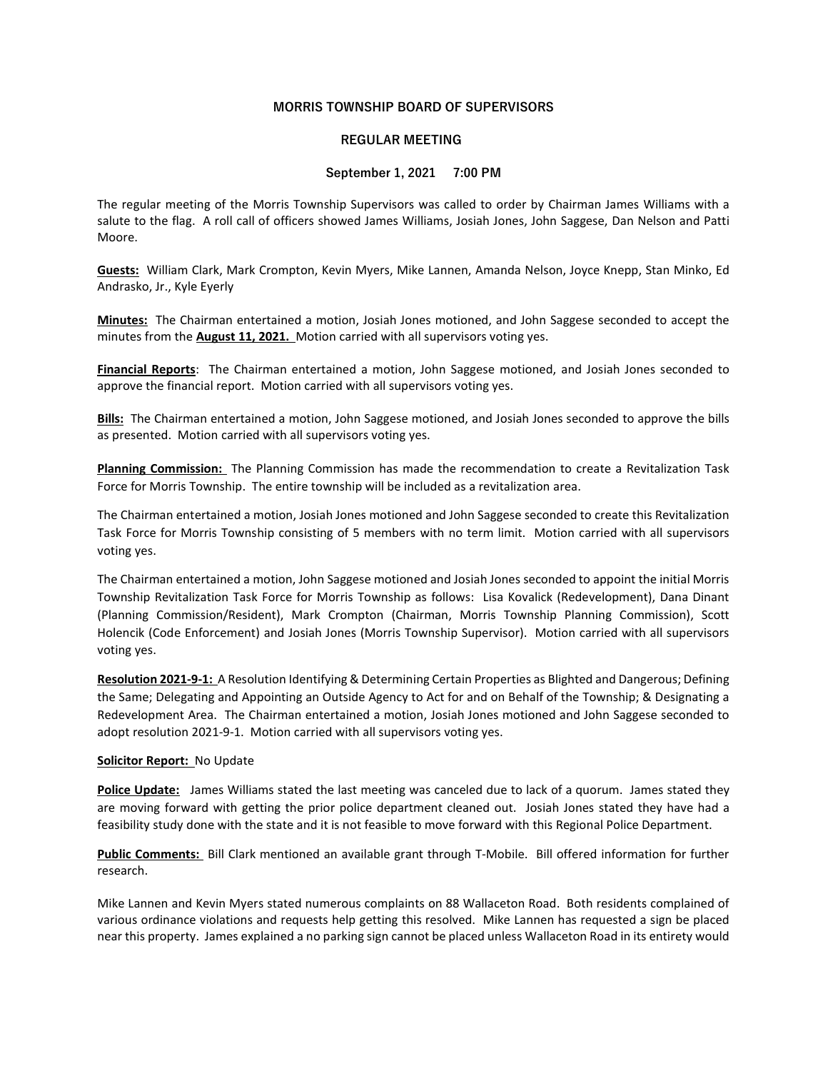**MORRIS TOWNSHIP BOARD OF SUPERVISORS**

**REGULAR MEETING**

**September 1, 2021 7:00 PM**

The regular meeting of the Morris Township Supervisors was called to order by Chairman James Williams with a salute to the flag. A roll call of officers showed James Williams, Josiah Jones, John Saggese, Dan Nelson and Patti Moore.

**Guests:** William Clark, Mark Crompton, Kevin Myers, Mike Lannen, Amanda Nelson, Joyce Knepp, Stan Minko, Ed Andrasko, Jr., Kyle Eyerly

**Minutes:** The Chairman entertained a motion, Josiah Jones motioned, and John Saggese seconded to accept the minutes from the **August 11, 2021.** Motion carried with all supervisors voting yes.

**Financial Reports**: The Chairman entertained a motion, John Saggese motioned, and Josiah Jones seconded to approve the financial report. Motion carried with all supervisors voting yes.

**Bills:** The Chairman entertained a motion, John Saggese motioned, and Josiah Jones seconded to approve the bills as presented. Motion carried with all supervisors voting yes.

**Planning Commission:** The Planning Commission has made the recommendation to create a Revitalization Task Force for Morris Township. The entire township will be included as a revitalization area.

The Chairman entertained a motion, Josiah Jones motioned and John Saggese seconded to create this Revitalization Task Force for Morris Township consisting of 5 members with no term limit. Motion carried with all supervisors voting yes.

The Chairman entertained a motion, John Saggese motioned and Josiah Jones seconded to appoint the initial Morris Township Revitalization Task Force for Morris Township as follows: Lisa Kovalick (Redevelopment), Dana Dinant (Planning Commission/Resident), Mark Crompton (Chairman, Morris Township Planning Commission), Scott Holencik (Code Enforcement) and Josiah Jones (Morris Township Supervisor). Motion carried with all supervisors voting yes.

**Resolution 2021-9-1:** A Resolution Identifying & Determining Certain Properties as Blighted and Dangerous; Defining the Same; Delegating and Appointing an Outside Agency to Act for and on Behalf of the Township; & Designating a Redevelopment Area. The Chairman entertained a motion, Josiah Jones motioned and John Saggese seconded to adopt resolution 2021-9-1. Motion carried with all supervisors voting yes.

**Solicitor Report:** No Update

**Police Update:** James Williams stated the last meeting was canceled due to lack of a quorum. James stated they are moving forward with getting the prior police department cleaned out. Josiah Jones stated they have had a feasibility study done with the state and it is not feasible to move forward with this Regional Police Department.

**Public Comments:** Bill Clark mentioned an available grant through T-Mobile. Bill offered information for further research.

Mike Lannen and Kevin Myers stated numerous complaints on 88 Wallaceton Road. Both residents complained of various ordinance violations and requests help getting this resolved. Mike Lannen has requested a sign be placed near this property. James explained a no parking sign cannot be placed unless Wallaceton Road in its entirety would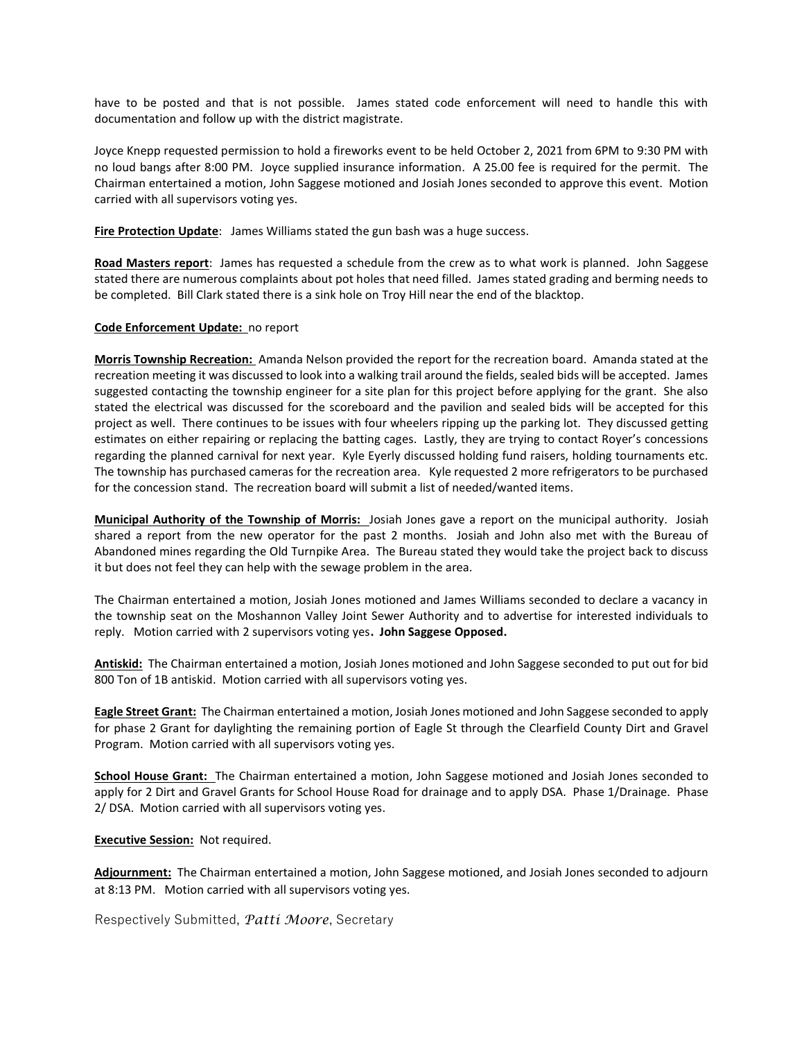have to be posted and that is not possible. James stated code enforcement will need to handle this with documentation and follow up with the district magistrate.

Joyce Knepp requested permission to hold a fireworks event to be held October 2, 2021 from 6PM to 9:30 PM with no loud bangs after 8:00 PM. Joyce supplied insurance information. A 25.00 fee is required for the permit. The Chairman entertained a motion, John Saggese motioned and Josiah Jones seconded to approve this event. Motion carried with all supervisors voting yes.

**Fire Protection Update**: James Williams stated the gun bash was a huge success.

**Road Masters report**: James has requested a schedule from the crew as to what work is planned. John Saggese stated there are numerous complaints about pot holes that need filled. James stated grading and berming needs to be completed. Bill Clark stated there is a sink hole on Troy Hill near the end of the blacktop.

**Code Enforcement Update:** no report

**Morris Township Recreation:** Amanda Nelson provided the report for the recreation board. Amanda stated at the recreation meeting it was discussed to look into a walking trail around the fields, sealed bids will be accepted. James suggested contacting the township engineer for a site plan for this project before applying for the grant. She also stated the electrical was discussed for the scoreboard and the pavilion and sealed bids will be accepted for this project as well. There continues to be issues with four wheelers ripping up the parking lot. They discussed getting estimates on either repairing or replacing the batting cages. Lastly, they are trying to contact Royer's concessions regarding the planned carnival for next year. Kyle Eyerly discussed holding fund raisers, holding tournaments etc. The township has purchased cameras for the recreation area. Kyle requested 2 more refrigerators to be purchased for the concession stand. The recreation board will submit a list of needed/wanted items.

**Municipal Authority of the Township of Morris:** Josiah Jones gave a report on the municipal authority. Josiah shared a report from the new operator for the past 2 months. Josiah and John also met with the Bureau of Abandoned mines regarding the Old Turnpike Area. The Bureau stated they would take the project back to discuss it but does not feel they can help with the sewage problem in the area.

The Chairman entertained a motion, Josiah Jones motioned and James Williams seconded to declare a vacancy in the township seat on the Moshannon Valley Joint Sewer Authority and to advertise for interested individuals to reply. Motion carried with 2 supervisors voting yes**. John Saggese Opposed.**

**Antiskid:** The Chairman entertained a motion, Josiah Jones motioned and John Saggese seconded to put out for bid 800 Ton of 1B antiskid. Motion carried with all supervisors voting yes.

**Eagle Street Grant:** The Chairman entertained a motion, Josiah Jones motioned and John Saggese seconded to apply for phase 2 Grant for daylighting the remaining portion of Eagle St through the Clearfield County Dirt and Gravel Program. Motion carried with all supervisors voting yes.

**School House Grant:** The Chairman entertained a motion, John Saggese motioned and Josiah Jones seconded to apply for 2 Dirt and Gravel Grants for School House Road for drainage and to apply DSA. Phase 1/Drainage. Phase 2/ DSA. Motion carried with all supervisors voting yes.

**Executive Session:** Not required.

**Adjournment:** The Chairman entertained a motion, John Saggese motioned, and Josiah Jones seconded to adjourn at 8:13 PM. Motion carried with all supervisors voting yes.

Respectively Submitted, *Patti Moore*, Secretary